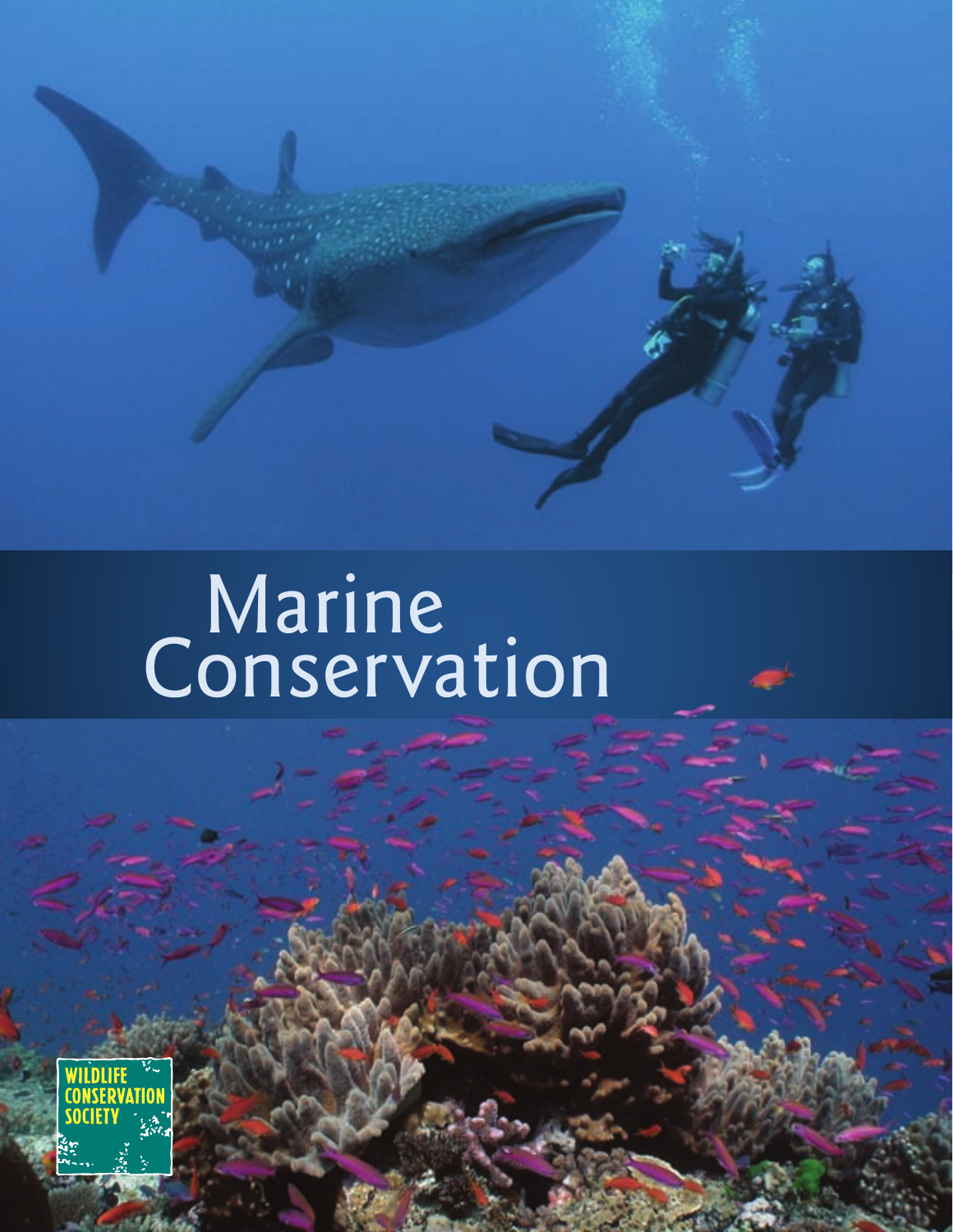# Marine Conservation

WILDLIFE CONSERVATION SOCIETY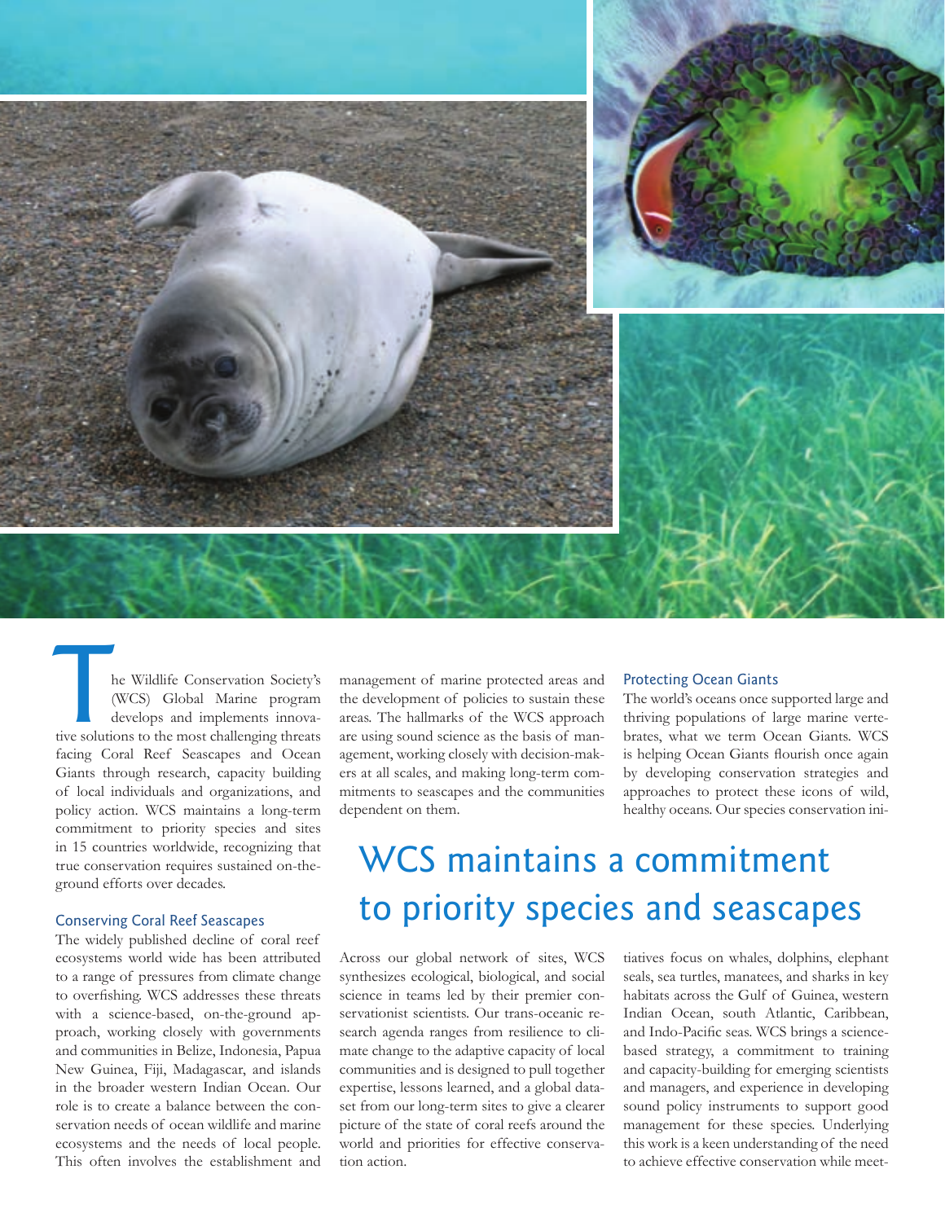The Wildlife Conservation Society's (WCS) Global Marine program develops and implements innovative solutions to the most challenging threats facing Coral Reef Seascapes and Ocean Giants through research, capacity building of local individuals and organizations, and policy action. WCS maintains a long-term commitment to priority species and sites in 15 countries worldwide, recognizing that true conservation requires sustained on-the-ground efforts over decades.

### Conserving Coral Reef Seascapes

The widely published decline of coral reef ecosystems world wide has been attributed to a range of pressures from climate change to overfishing. WCS addresses these threats with a science-based, on-the-ground approach, working closely with governments and communities in Belize, Indonesia, Papua New Guinea, Fiji, Madagascar, and islands in the broader western Indian Ocean. Our role is to create a balance between the conservation needs of ocean wildlife and marine ecosystems and the needs of local people. This often involves the establishment and management of marine protected areas and the development of policies to sustain these areas. The hallmarks of the WCS approach are using sound science as the basis of management, working closely with decision-makers at all scales, and making long-term commitments to seascapes and the communities dependent on them.

## WCS maintains a commitment to priority species and seascapes

Across our global network of sites, WCS synthesizes ecological, biological, and social science in teams led by their premier conservationist scientists. Our trans-oceanic research agenda ranges from resilience to climate change to the adaptive capacity of local communities and is designed to pull together expertise, lessons learned, and a global dataset from our long-term sites to give a clearer picture of the state of coral reefs around the world and priorities for effective conservation action.

### Protecting Ocean Giants

The world's oceans once supported large and thriving populations of large marine vertebrates, what we term Ocean Giants. WCS is helping Ocean Giants flourish once again by developing conservation strategies and approaches to protect these icons of wild, healthy oceans. Our species conservation initiatives focus on whales, dolphins, elephant seals, sea turtles, manatees, and sharks in key habitats across the Gulf of Guinea, western Indian Ocean, south Atlantic, Caribbean, and Indo-Pacific seas. WCS brings a science-based strategy, a commitment to training and capacity-building for emerging scientists and managers, and experience in developing sound policy instruments to support good management for these species. Underlying this work is a keen understanding of the need to achieve effective conservation while meet-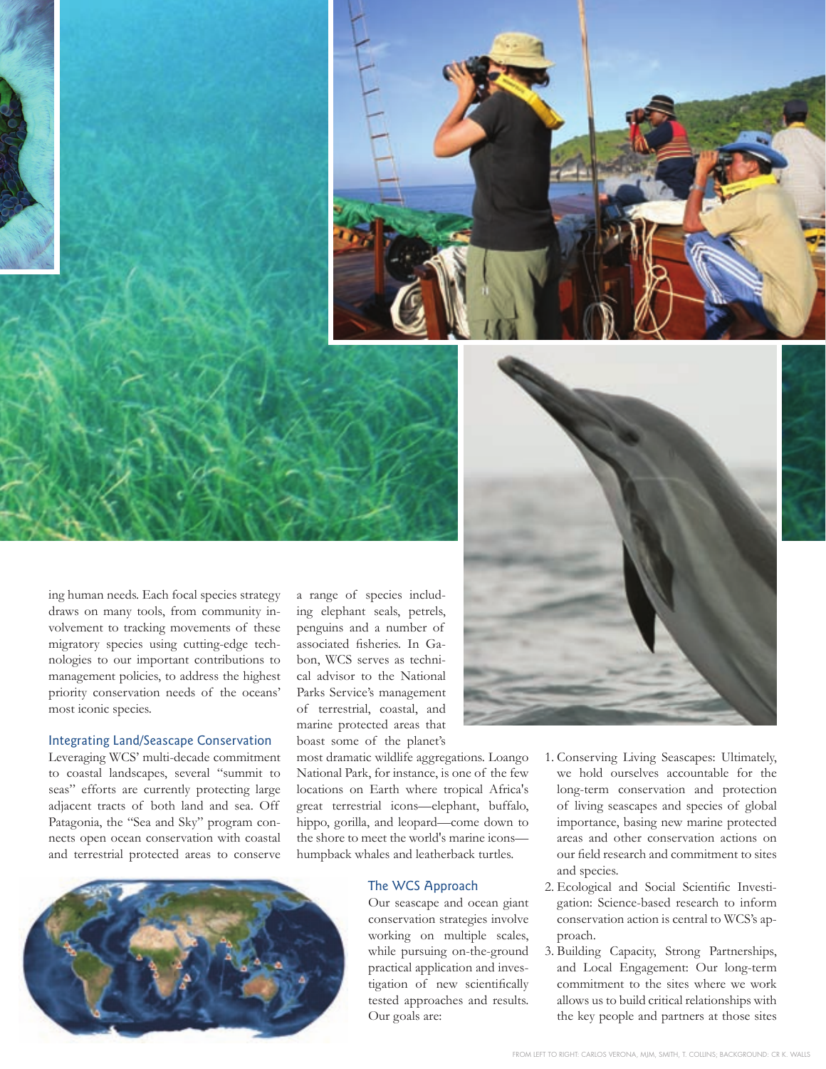ing human needs. Each focal species strategy draws on many tools, from community involvement to tracking movements of these migratory species using cutting-edge technologies to our important contributions to management policies, to address the highest priority conservation needs of the oceans' most iconic species.

### Integrating Land/Seascape Conservation

Leveraging WCS' multi-decade commitment to coastal landscapes, several "summit to seas" efforts are currently protecting large adjacent tracts of both land and sea. Off Patagonia, the "Sea and Sky" program connects open ocean conservation with coastal and terrestrial protected areas to conserve a range of species including elephant seals, petrels, penguins and a number of associated fisheries. In Gabon, WCS serves as technical advisor to the National Parks Service's management of terrestrial, coastal, and marine protected areas that boast some of the planet's most dramatic wildlife aggregations. Loango National Park, for instance, is one of the few locations on Earth where tropical Africa's great terrestrial icons—elephant, buffalo, hippo, gorilla, and leopard—come down to the shore to meet the world's marine icons—humpback whales and leatherback turtles.

### The WCS Approach

Our seascape and ocean giant conservation strategies involve working on multiple scales, while pursuing on-the-ground practical application and investigation of new scientifically tested approaches and results. Our goals are:

1. Conserving Living Seascapes: Ultimately, we hold ourselves accountable for the long-term conservation and protection of living seascapes and species of global importance, basing new marine protected areas and other conservation actions on our field research and commitment to sites and species.
2. Ecological and Social Scientific Investigation: Science-based research to inform conservation action is central to WCS's approach.
3. Building Capacity, Strong Partnerships, and Local Engagement: Our long-term commitment to the sites where we work allows us to build critical relationships with the key people and partners at those sites

FROM LEFT TO RIGHT: CARLOS VERONA, MJM, SMITH, T. COLLINS; BACKGROUND: CR K. WALLS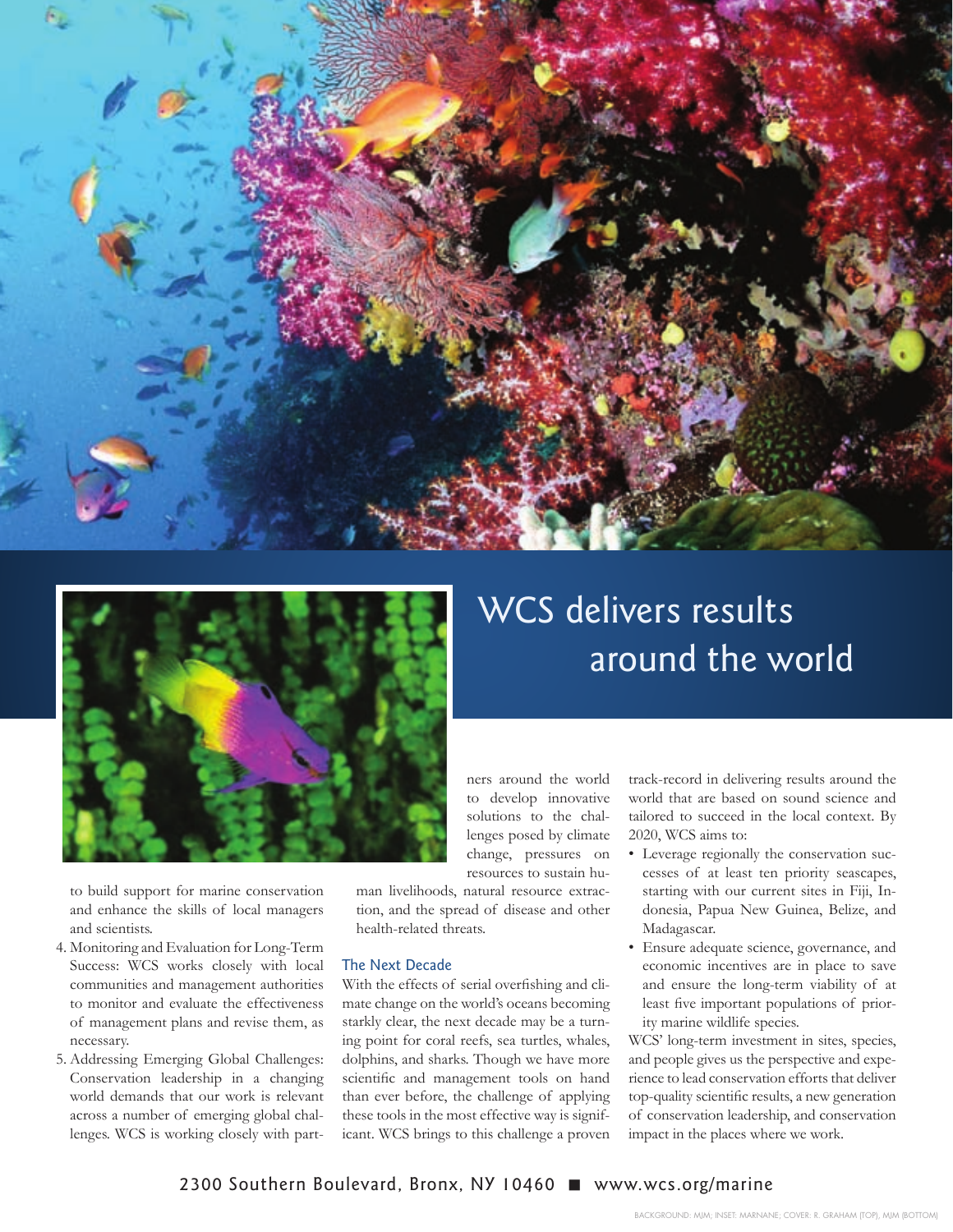# WCS delivers results around the world

to build support for marine conservation and enhance the skills of local managers and scientists.

4. Monitoring and Evaluation for Long-Term Success: WCS works closely with local communities and management authorities to monitor and evaluate the effectiveness of management plans and revise them, as necessary.
5. Addressing Emerging Global Challenges: Conservation leadership in a changing world demands that our work is relevant across a number of emerging global challenges. WCS is working closely with partners around the world to develop innovative solutions to the challenges posed by climate change, pressures on resources to sustain human livelihoods, natural resource extraction, and the spread of disease and other health-related threats.

## The Next Decade

With the effects of serial overfishing and climate change on the world's oceans becoming starkly clear, the next decade may be a turning point for coral reefs, sea turtles, whales, dolphins, and sharks. Though we have more scientific and management tools on hand than ever before, the challenge of applying these tools in the most effective way is significant. WCS brings to this challenge a proven track-record in delivering results around the world that are based on sound science and tailored to succeed in the local context. By 2020, WCS aims to:

- Leverage regionally the conservation successes of at least ten priority seascapes, starting with our current sites in Fiji, Indonesia, Papua New Guinea, Belize, and Madagascar.
- Ensure adequate science, governance, and economic incentives are in place to save and ensure the long-term viability of at least five important populations of priority marine wildlife species.

WCS' long-term investment in sites, species, and people gives us the perspective and experience to lead conservation efforts that deliver top-quality scientific results, a new generation of conservation leadership, and conservation impact in the places where we work.

2300 Southern Boulevard, Bronx, NY 10460 ■ www.wcs.org/marine

BACKGROUND: MJM; INSET: MARNANE; COVER: R. GRAHAM (TOP), MJM (BOTTOM)